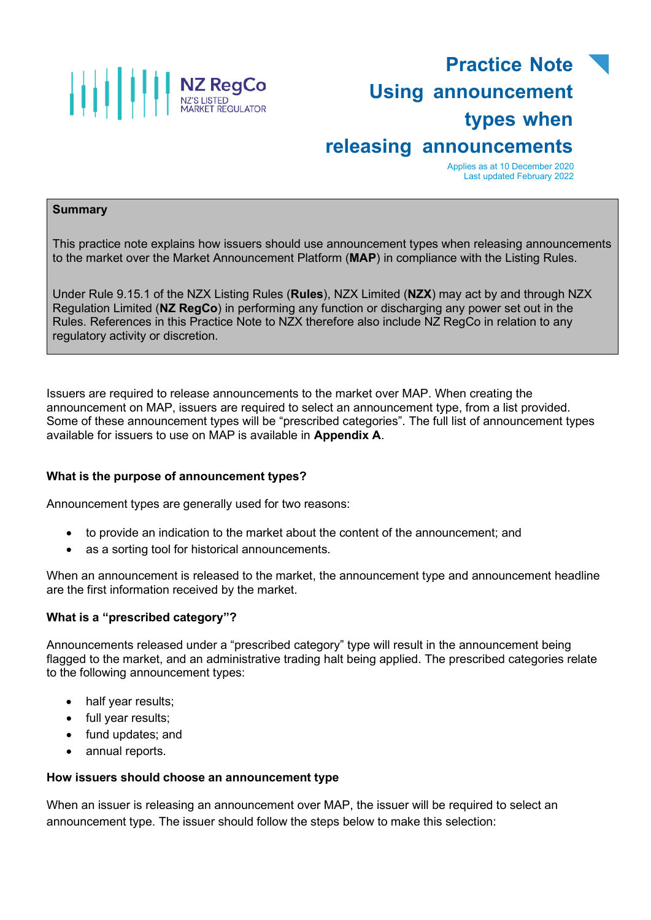NZ RegCo
NZ'S LISTED MARKET REGULATOR

# Practice Note Using announcement types when releasing announcements

Applies as at 10 December 2020
Last updated February 2022

> **Summary**
>
> This practice note explains how issuers should use announcement types when releasing announcements to the market over the Market Announcement Platform (**MAP**) in compliance with the Listing Rules.
>
> Under Rule 9.15.1 of the NZX Listing Rules (**Rules**), NZX Limited (**NZX**) may act by and through NZX Regulation Limited (**NZ RegCo**) in performing any function or discharging any power set out in the Rules. References in this Practice Note to NZX therefore also include NZ RegCo in relation to any regulatory activity or discretion.

Issuers are required to release announcements to the market over MAP. When creating the announcement on MAP, issuers are required to select an announcement type, from a list provided. Some of these announcement types will be "prescribed categories". The full list of announcement types available for issuers to use on MAP is available in **Appendix A**.

### What is the purpose of announcement types?

Announcement types are generally used for two reasons:

- to provide an indication to the market about the content of the announcement; and
- as a sorting tool for historical announcements.

When an announcement is released to the market, the announcement type and announcement headline are the first information received by the market.

### What is a "prescribed category"?

Announcements released under a "prescribed category" type will result in the announcement being flagged to the market, and an administrative trading halt being applied. The prescribed categories relate to the following announcement types:

- half year results;
- full year results;
- fund updates; and
- annual reports.

### How issuers should choose an announcement type

When an issuer is releasing an announcement over MAP, the issuer will be required to select an announcement type. The issuer should follow the steps below to make this selection: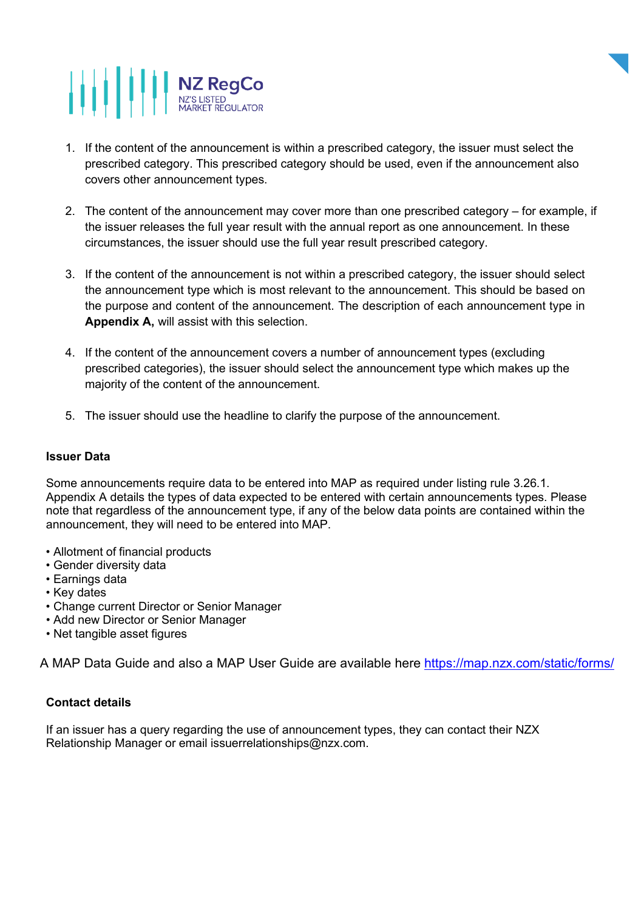1. If the content of the announcement is within a prescribed category, the issuer must select the prescribed category. This prescribed category should be used, even if the announcement also covers other announcement types.

2. The content of the announcement may cover more than one prescribed category – for example, if the issuer releases the full year result with the annual report as one announcement. In these circumstances, the issuer should use the full year result prescribed category.

3. If the content of the announcement is not within a prescribed category, the issuer should select the announcement type which is most relevant to the announcement. This should be based on the purpose and content of the announcement. The description of each announcement type in **Appendix A,** will assist with this selection.

4. If the content of the announcement covers a number of announcement types (excluding prescribed categories), the issuer should select the announcement type which makes up the majority of the content of the announcement.

5. The issuer should use the headline to clarify the purpose of the announcement.

**Issuer Data**

Some announcements require data to be entered into MAP as required under listing rule 3.26.1. Appendix A details the types of data expected to be entered with certain announcements types. Please note that regardless of the announcement type, if any of the below data points are contained within the announcement, they will need to be entered into MAP.

- Allotment of financial products
- Gender diversity data
- Earnings data
- Key dates
- Change current Director or Senior Manager
- Add new Director or Senior Manager
- Net tangible asset figures

A MAP Data Guide and also a MAP User Guide are available here https://map.nzx.com/static/forms/

**Contact details**

If an issuer has a query regarding the use of announcement types, they can contact their NZX Relationship Manager or email issuerrelationships@nzx.com.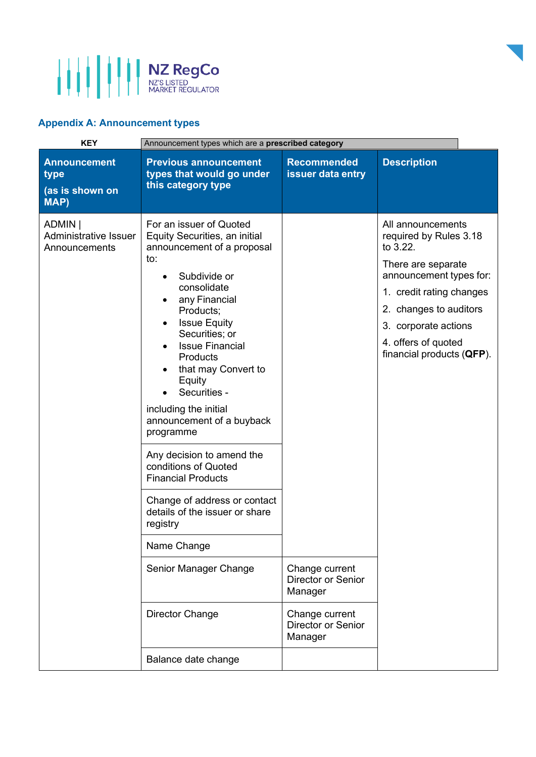## Appendix A: Announcement types

| KEY | Announcement types which are a **prescribed category** |
|---|---|

| Announcement type (as is shown on MAP) | Previous announcement types that would go under this category type | Recommended issuer data entry | Description |
|---|---|---|---|
| ADMIN \| Administrative Issuer Announcements | For an issuer of Quoted Equity Securities, an initial announcement of a proposal to: <br>• Subdivide or consolidate <br>• any Financial Products; <br>• Issue Equity Securities; or <br>• Issue Financial Products <br>• that may Convert to Equity <br>• Securities - <br>including the initial announcement of a buyback programme | | All announcements required by Rules 3.18 to 3.22. <br>There are separate announcement types for: <br>1. credit rating changes <br>2. changes to auditors <br>3. corporate actions <br>4. offers of quoted financial products (**QFP**). |
| | Any decision to amend the conditions of Quoted Financial Products | | |
| | Change of address or contact details of the issuer or share registry | | |
| | Name Change | | |
| | Senior Manager Change | Change current Director or Senior Manager | |
| | Director Change | Change current Director or Senior Manager | |
| | Balance date change | | |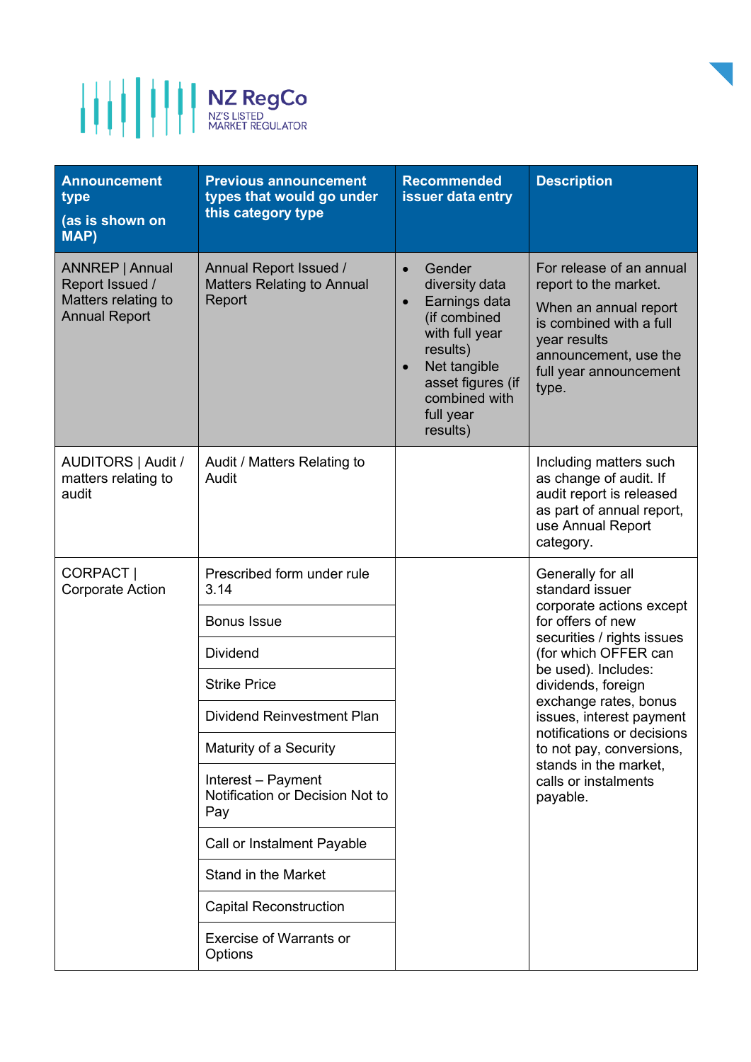| Announcement type (as is shown on MAP) | Previous announcement types that would go under this category type | Recommended issuer data entry | Description |
|---|---|---|---|
| ANNREP \| Annual Report Issued / Matters relating to Annual Report | Annual Report Issued / Matters Relating to Annual Report | • Gender diversity data<br>• Earnings data (if combined with full year results)<br>• Net tangible asset figures (if combined with full year results) | For release of an annual report to the market.<br><br>When an annual report is combined with a full year results announcement, use the full year announcement type. |
| AUDITORS \| Audit / matters relating to audit | Audit / Matters Relating to Audit | | Including matters such as change of audit. If audit report is released as part of annual report, use Annual Report category. |
| CORPACT \| Corporate Action | Prescribed form under rule 3.14 | | Generally for all standard issuer corporate actions except for offers of new securities / rights issues (for which OFFER can be used). Includes: dividends, foreign exchange rates, bonus issues, interest payment notifications or decisions to not pay, conversions, stands in the market, calls or instalments payable. |
| | Bonus Issue | | |
| | Dividend | | |
| | Strike Price | | |
| | Dividend Reinvestment Plan | | |
| | Maturity of a Security | | |
| | Interest – Payment Notification or Decision Not to Pay | | |
| | Call or Instalment Payable | | |
| | Stand in the Market | | |
| | Capital Reconstruction | | |
| | Exercise of Warrants or Options | | |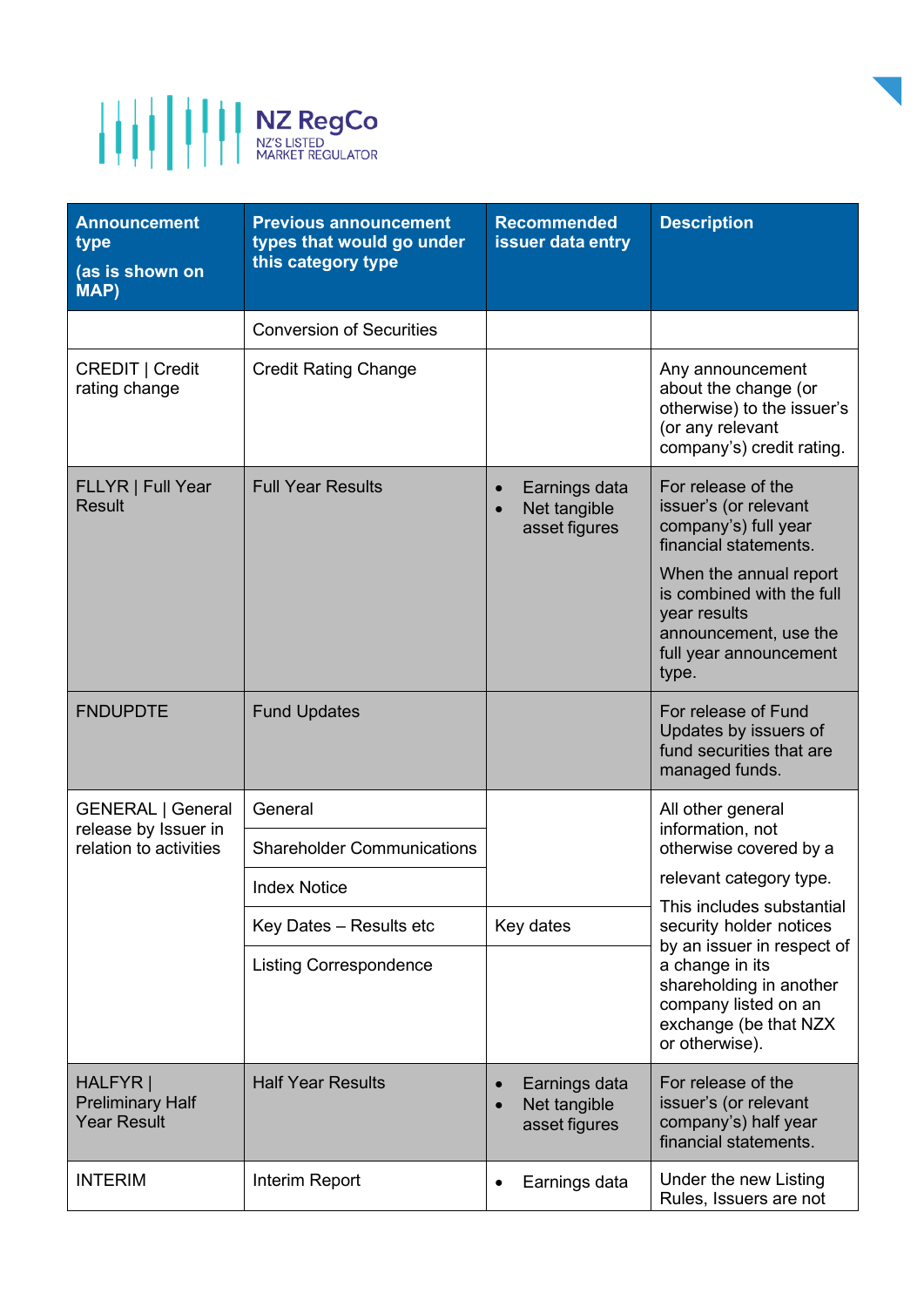| Announcement type (as is shown on MAP) | Previous announcement types that would go under this category type | Recommended issuer data entry | Description |
|---|---|---|---|
| | Conversion of Securities | | |
| CREDIT \| Credit rating change | Credit Rating Change | | Any announcement about the change (or otherwise) to the issuer's (or any relevant company's) credit rating. |
| FLLYR \| Full Year Result | Full Year Results | • Earnings data<br>• Net tangible asset figures | For release of the issuer's (or relevant company's) full year financial statements.<br>When the annual report is combined with the full year results announcement, use the full year announcement type. |
| FNDUPDTE | Fund Updates | | For release of Fund Updates by issuers of fund securities that are managed funds. |
| GENERAL \| General release by Issuer in relation to activities | General | | All other general information, not otherwise covered by a relevant category type.<br>This includes substantial security holder notices by an issuer in respect of a change in its shareholding in another company listed on an exchange (be that NZX or otherwise). |
| | Shareholder Communications | | |
| | Index Notice | | |
| | Key Dates – Results etc | Key dates | |
| | Listing Correspondence | | |
| HALFYR \| Preliminary Half Year Result | Half Year Results | • Earnings data<br>• Net tangible asset figures | For release of the issuer's (or relevant company's) half year financial statements. |
| INTERIM | Interim Report | • Earnings data | Under the new Listing Rules, Issuers are not |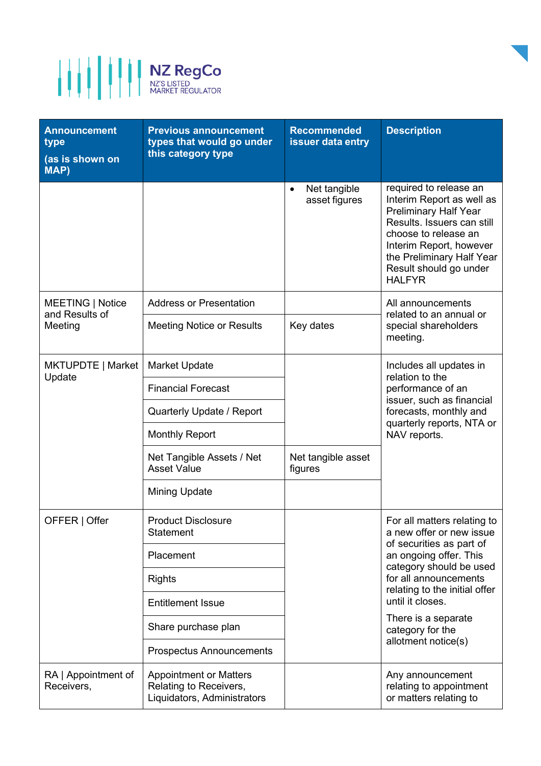| Announcement type (as is shown on MAP) | Previous announcement types that would go under this category type | Recommended issuer data entry | Description |
|---|---|---|---|
| | | • Net tangible asset figures | required to release an Interim Report as well as Preliminary Half Year Results. Issuers can still choose to release an Interim Report, however the Preliminary Half Year Result should go under HALFYR |
| MEETING \| Notice and Results of Meeting | Address or Presentation | | All announcements related to an annual or special shareholders meeting. |
| | Meeting Notice or Results | Key dates | |
| MKTUPDTE \| Market Update | Market Update | | Includes all updates in relation to the performance of an issuer, such as financial forecasts, monthly and quarterly reports, NTA or NAV reports. |
| | Financial Forecast | | |
| | Quarterly Update / Report | | |
| | Monthly Report | | |
| | Net Tangible Assets / Net Asset Value | Net tangible asset figures | |
| | Mining Update | | |
| OFFER \| Offer | Product Disclosure Statement | | For all matters relating to a new offer or new issue of securities as part of an ongoing offer. This category should be used for all announcements relating to the initial offer until it closes. There is a separate category for the allotment notice(s) |
| | Placement | | |
| | Rights | | |
| | Entitlement Issue | | |
| | Share purchase plan | | |
| | Prospectus Announcements | | |
| RA \| Appointment of Receivers, | Appointment or Matters Relating to Receivers, Liquidators, Administrators | | Any announcement relating to appointment or matters relating to |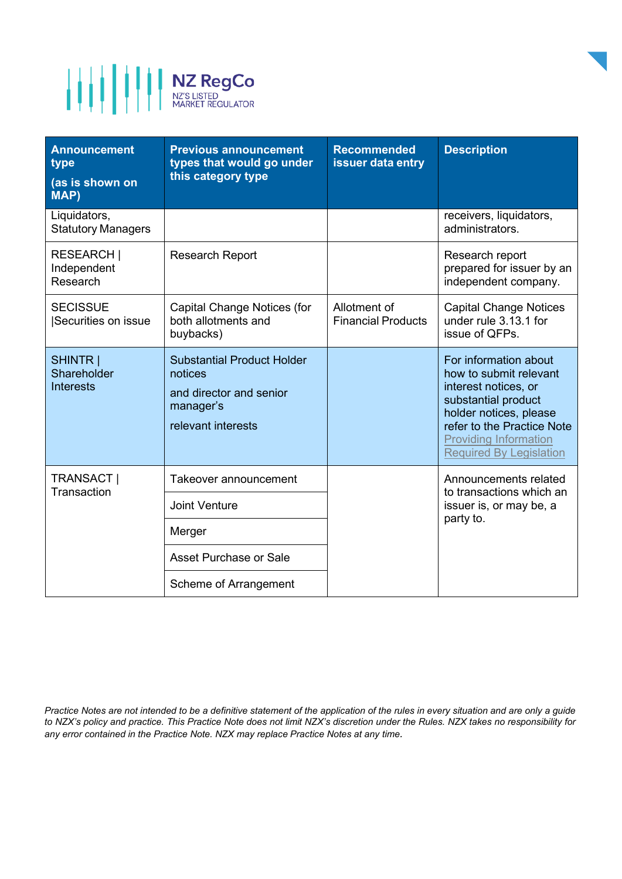| Announcement type (as is shown on MAP) | Previous announcement types that would go under this category type | Recommended issuer data entry | Description |
|---|---|---|---|
| Liquidators, Statutory Managers | | | receivers, liquidators, administrators. |
| RESEARCH \| Independent Research | Research Report | | Research report prepared for issuer by an independent company. |
| SECISSUE \|Securities on issue | Capital Change Notices (for both allotments and buybacks) | Allotment of Financial Products | Capital Change Notices under rule 3.13.1 for issue of QFPs. |
| SHINTR \| Shareholder Interests | Substantial Product Holder notices and director and senior manager's relevant interests | | For information about how to submit relevant interest notices, or substantial product holder notices, please refer to the Practice Note Providing Information Required By Legislation |
| TRANSACT \| Transaction | Takeover announcement | | Announcements related to transactions which an issuer is, or may be, a party to. |
| | Joint Venture | | |
| | Merger | | |
| | Asset Purchase or Sale | | |
| | Scheme of Arrangement | | |

*Practice Notes are not intended to be a definitive statement of the application of the rules in every situation and are only a guide to NZX's policy and practice. This Practice Note does not limit NZX's discretion under the Rules. NZX takes no responsibility for any error contained in the Practice Note. NZX may replace Practice Notes at any time.*